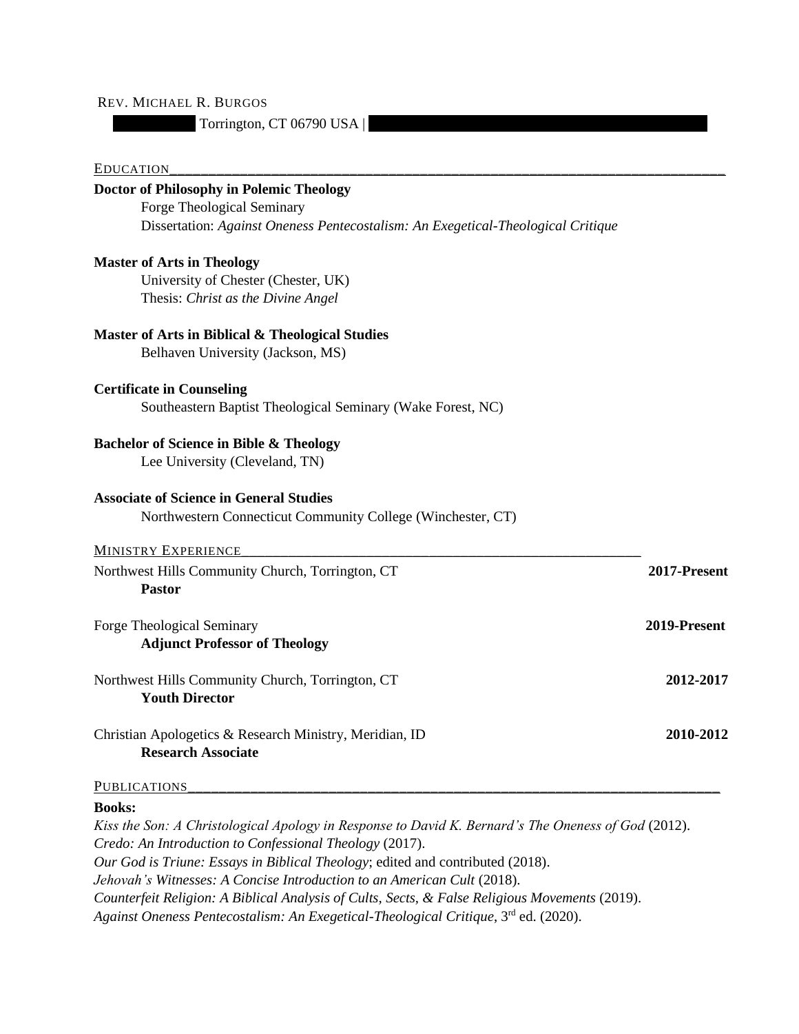Rev. Michael R. Burgos

Torrington, CT 06790 USA |

## Education

**Doctor of Philosophy in Polemic Theology**
Forge Theological Seminary
Dissertation: *Against Oneness Pentecostalism: An Exegetical-Theological Critique*

**Master of Arts in Theology**
University of Chester (Chester, UK)
Thesis: *Christ as the Divine Angel*

**Master of Arts in Biblical & Theological Studies**
Belhaven University (Jackson, MS)

**Certificate in Counseling**
Southeastern Baptist Theological Seminary (Wake Forest, NC)

**Bachelor of Science in Bible & Theology**
Lee University (Cleveland, TN)

**Associate of Science in General Studies**
Northwestern Connecticut Community College (Winchester, CT)

## Ministry Experience

Northwest Hills Community Church, Torrington, CT — **2017-Present**
**Pastor**

Forge Theological Seminary — **2019-Present**
**Adjunct Professor of Theology**

Northwest Hills Community Church, Torrington, CT — **2012-2017**
**Youth Director**

Christian Apologetics & Research Ministry, Meridian, ID — **2010-2012**
**Research Associate**

## Publications

**Books:**

*Kiss the Son: A Christological Apology in Response to David K. Bernard's The Oneness of God* (2012).
*Credo: An Introduction to Confessional Theology* (2017).
*Our God is Triune: Essays in Biblical Theology*; edited and contributed (2018).
*Jehovah's Witnesses: A Concise Introduction to an American Cult* (2018).
*Counterfeit Religion: A Biblical Analysis of Cults, Sects, & False Religious Movements* (2019).
*Against Oneness Pentecostalism: An Exegetical-Theological Critique*, 3rd ed. (2020).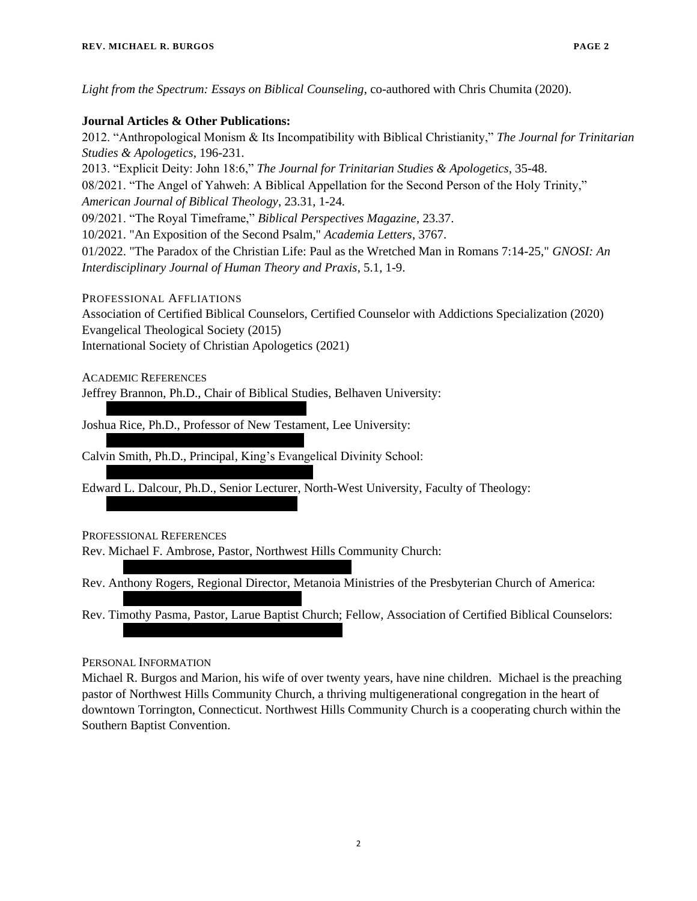*Light from the Spectrum: Essays on Biblical Counseling*, co-authored with Chris Chumita (2020).

**Journal Articles & Other Publications:**

2012. "Anthropological Monism & Its Incompatibility with Biblical Christianity," *The Journal for Trinitarian Studies & Apologetics*, 196-231.

2013. "Explicit Deity: John 18:6," *The Journal for Trinitarian Studies & Apologetics*, 35-48.

08/2021. "The Angel of Yahweh: A Biblical Appellation for the Second Person of the Holy Trinity," *American Journal of Biblical Theology*, 23.31, 1-24.

09/2021. "The Royal Timeframe," *Biblical Perspectives Magazine*, 23.37.

10/2021. "An Exposition of the Second Psalm," *Academia Letters*, 3767.

01/2022. "The Paradox of the Christian Life: Paul as the Wretched Man in Romans 7:14-25," *GNOSI: An Interdisciplinary Journal of Human Theory and Praxis*, 5.1, 1-9.

## Professional Affliations

Association of Certified Biblical Counselors, Certified Counselor with Addictions Specialization (2020)
Evangelical Theological Society (2015)
International Society of Christian Apologetics (2021)

## Academic References

Jeffrey Brannon, Ph.D., Chair of Biblical Studies, Belhaven University:

Joshua Rice, Ph.D., Professor of New Testament, Lee University:

Calvin Smith, Ph.D., Principal, King's Evangelical Divinity School:

Edward L. Dalcour, Ph.D., Senior Lecturer, North-West University, Faculty of Theology:

## Professional References

Rev. Michael F. Ambrose, Pastor, Northwest Hills Community Church:

Rev. Anthony Rogers, Regional Director, Metanoia Ministries of the Presbyterian Church of America:

Rev. Timothy Pasma, Pastor, Larue Baptist Church; Fellow, Association of Certified Biblical Counselors:

## Personal Information

Michael R. Burgos and Marion, his wife of over twenty years, have nine children. Michael is the preaching pastor of Northwest Hills Community Church, a thriving multigenerational congregation in the heart of downtown Torrington, Connecticut. Northwest Hills Community Church is a cooperating church within the Southern Baptist Convention.